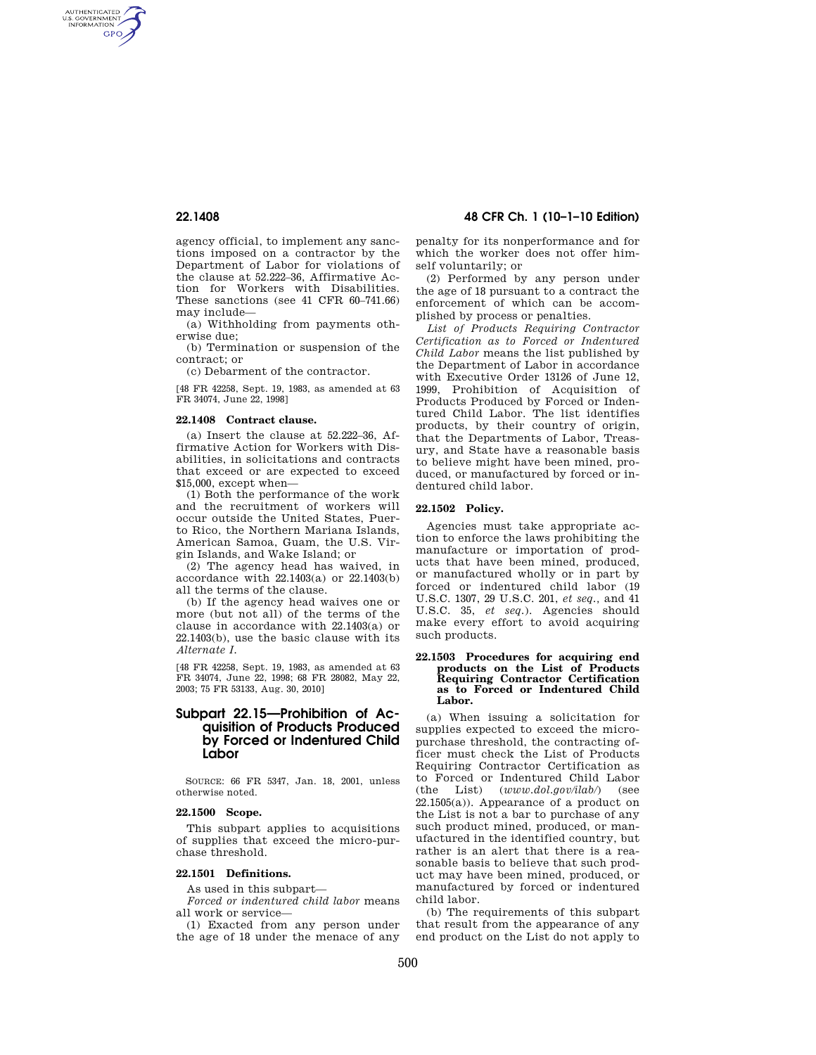agency official, to implement any sanctions imposed on a contractor by the Department of Labor for violations of the clause at 52.222–36, Affirmative Action for Workers with Disabilities. These sanctions (see 41 CFR 60–741.66) may include—

(a) Withholding from payments otherwise due;

(b) Termination or suspension of the contract; or

(c) Debarment of the contractor.

[48 FR 42258, Sept. 19, 1983, as amended at 63 FR 34074, June 22, 1998]

### 22.1408 Contract clause.

(a) Insert the clause at 52.222–36, Affirmative Action for Workers with Disabilities, in solicitations and contracts that exceed or are expected to exceed $15,000, except when—

(1) Both the performance of the work and the recruitment of workers will occur outside the United States, Puerto Rico, the Northern Mariana Islands, American Samoa, Guam, the U.S. Virgin Islands, and Wake Island; or

(2) The agency head has waived, in accordance with 22.1403(a) or 22.1403(b) all the terms of the clause.

(b) If the agency head waives one or more (but not all) of the terms of the clause in accordance with 22.1403(a) or 22.1403(b), use the basic clause with its *Alternate I*.

[48 FR 42258, Sept. 19, 1983, as amended at 63 FR 34074, June 22, 1998; 68 FR 28082, May 22, 2003; 75 FR 53133, Aug. 30, 2010]

## Subpart 22.15—Prohibition of Acquisition of Products Produced by Forced or Indentured Child Labor

SOURCE: 66 FR 5347, Jan. 18, 2001, unless otherwise noted.

### 22.1500 Scope.

This subpart applies to acquisitions of supplies that exceed the micro-purchase threshold.

### 22.1501 Definitions.

As used in this subpart—

*Forced or indentured child labor* means all work or service—

(1) Exacted from any person under the age of 18 under the menace of any penalty for its nonperformance and for which the worker does not offer himself voluntarily; or

(2) Performed by any person under the age of 18 pursuant to a contract the enforcement of which can be accomplished by process or penalties.

*List of Products Requiring Contractor Certification as to Forced or Indentured Child Labor* means the list published by the Department of Labor in accordance with Executive Order 13126 of June 12, 1999, Prohibition of Acquisition of Products Produced by Forced or Indentured Child Labor. The list identifies products, by their country of origin, that the Departments of Labor, Treasury, and State have a reasonable basis to believe might have been mined, produced, or manufactured by forced or indentured child labor.

### 22.1502 Policy.

Agencies must take appropriate action to enforce the laws prohibiting the manufacture or importation of products that have been mined, produced, or manufactured wholly or in part by forced or indentured child labor (19 U.S.C. 1307, 29 U.S.C. 201, *et seq.*, and 41 U.S.C. 35, *et seq.*). Agencies should make every effort to avoid acquiring such products.

### 22.1503 Procedures for acquiring end products on the List of Products Requiring Contractor Certification as to Forced or Indentured Child Labor.

(a) When issuing a solicitation for supplies expected to exceed the micro-purchase threshold, the contracting officer must check the List of Products Requiring Contractor Certification as to Forced or Indentured Child Labor (the List) (*www.dol.gov/ilab/*) (see 22.1505(a)). Appearance of a product on the List is not a bar to purchase of any such product mined, produced, or manufactured in the identified country, but rather is an alert that there is a reasonable basis to believe that such product may have been mined, produced, or manufactured by forced or indentured child labor.

(b) The requirements of this subpart that result from the appearance of any end product on the List do not apply to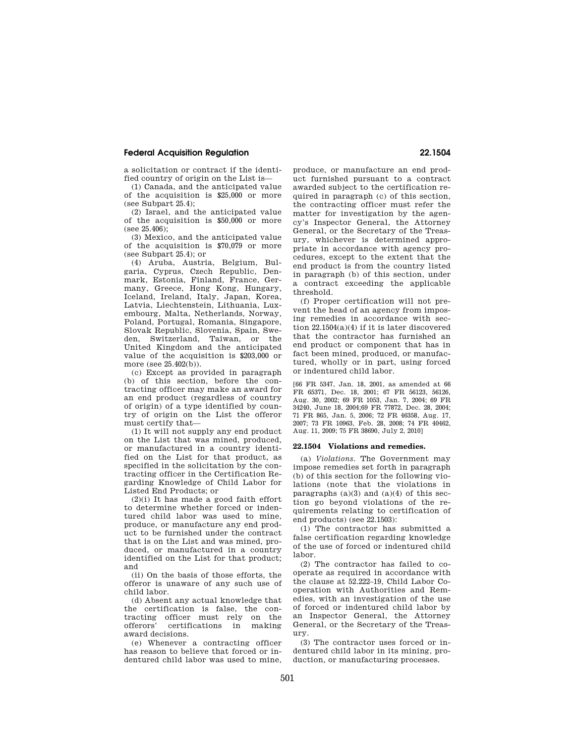a solicitation or contract if the identified country of origin on the List is—

(1) Canada, and the anticipated value of the acquisition is $25,000 or more (see Subpart 25.4);

(2) Israel, and the anticipated value of the acquisition is $50,000 or more (see 25.406);

(3) Mexico, and the anticipated value of the acquisition is $70,079 or more (see Subpart 25.4); or

(4) Aruba, Austria, Belgium, Bulgaria, Cyprus, Czech Republic, Denmark, Estonia, Finland, France, Germany, Greece, Hong Kong, Hungary, Iceland, Ireland, Italy, Japan, Korea, Latvia, Liechtenstein, Lithuania, Luxembourg, Malta, Netherlands, Norway, Poland, Portugal, Romania, Singapore, Slovak Republic, Slovenia, Spain, Sweden, Switzerland, Taiwan, or the United Kingdom and the anticipated value of the acquisition is $203,000 or more (see 25.402(b)).

(c) Except as provided in paragraph (b) of this section, before the contracting officer may make an award for an end product (regardless of country of origin) of a type identified by country of origin on the List the offeror must certify that—

(1) It will not supply any end product on the List that was mined, produced, or manufactured in a country identified on the List for that product, as specified in the solicitation by the contracting officer in the Certification Regarding Knowledge of Child Labor for Listed End Products; or

(2)(i) It has made a good faith effort to determine whether forced or indentured child labor was used to mine, produce, or manufacture any end product to be furnished under the contract that is on the List and was mined, produced, or manufactured in a country identified on the List for that product; and

(ii) On the basis of those efforts, the offeror is unaware of any such use of child labor.

(d) Absent any actual knowledge that the certification is false, the contracting officer must rely on the offerors' certifications in making award decisions.

(e) Whenever a contracting officer has reason to believe that forced or indentured child labor was used to mine, produce, or manufacture an end product furnished pursuant to a contract awarded subject to the certification required in paragraph (c) of this section, the contracting officer must refer the matter for investigation by the agency's Inspector General, the Attorney General, or the Secretary of the Treasury, whichever is determined appropriate in accordance with agency procedures, except to the extent that the end product is from the country listed in paragraph (b) of this section, under a contract exceeding the applicable threshold.

(f) Proper certification will not prevent the head of an agency from imposing remedies in accordance with section 22.1504(a)(4) if it is later discovered that the contractor has furnished an end product or component that has in fact been mined, produced, or manufactured, wholly or in part, using forced or indentured child labor.

[66 FR 5347, Jan. 18, 2001, as amended at 66 FR 65371, Dec. 18, 2001; 67 FR 56123, 56126, Aug. 30, 2002; 69 FR 1053, Jan. 7, 2004; 69 FR 34240, June 18, 2004;69 FR 77872, Dec. 28, 2004; 71 FR 865, Jan. 5, 2006; 72 FR 46358, Aug. 17, 2007; 73 FR 10963, Feb. 28, 2008; 74 FR 40462, Aug. 11, 2009; 75 FR 38690, July 2, 2010]

### 22.1504 Violations and remedies.

(a) *Violations*. The Government may impose remedies set forth in paragraph (b) of this section for the following violations (note that the violations in paragraphs (a)(3) and (a)(4) of this section go beyond violations of the requirements relating to certification of end products) (see 22.1503):

(1) The contractor has submitted a false certification regarding knowledge of the use of forced or indentured child labor.

(2) The contractor has failed to cooperate as required in accordance with the clause at 52.222–19, Child Labor Cooperation with Authorities and Remedies, with an investigation of the use of forced or indentured child labor by an Inspector General, the Attorney General, or the Secretary of the Treasury.

(3) The contractor uses forced or indentured child labor in its mining, production, or manufacturing processes.